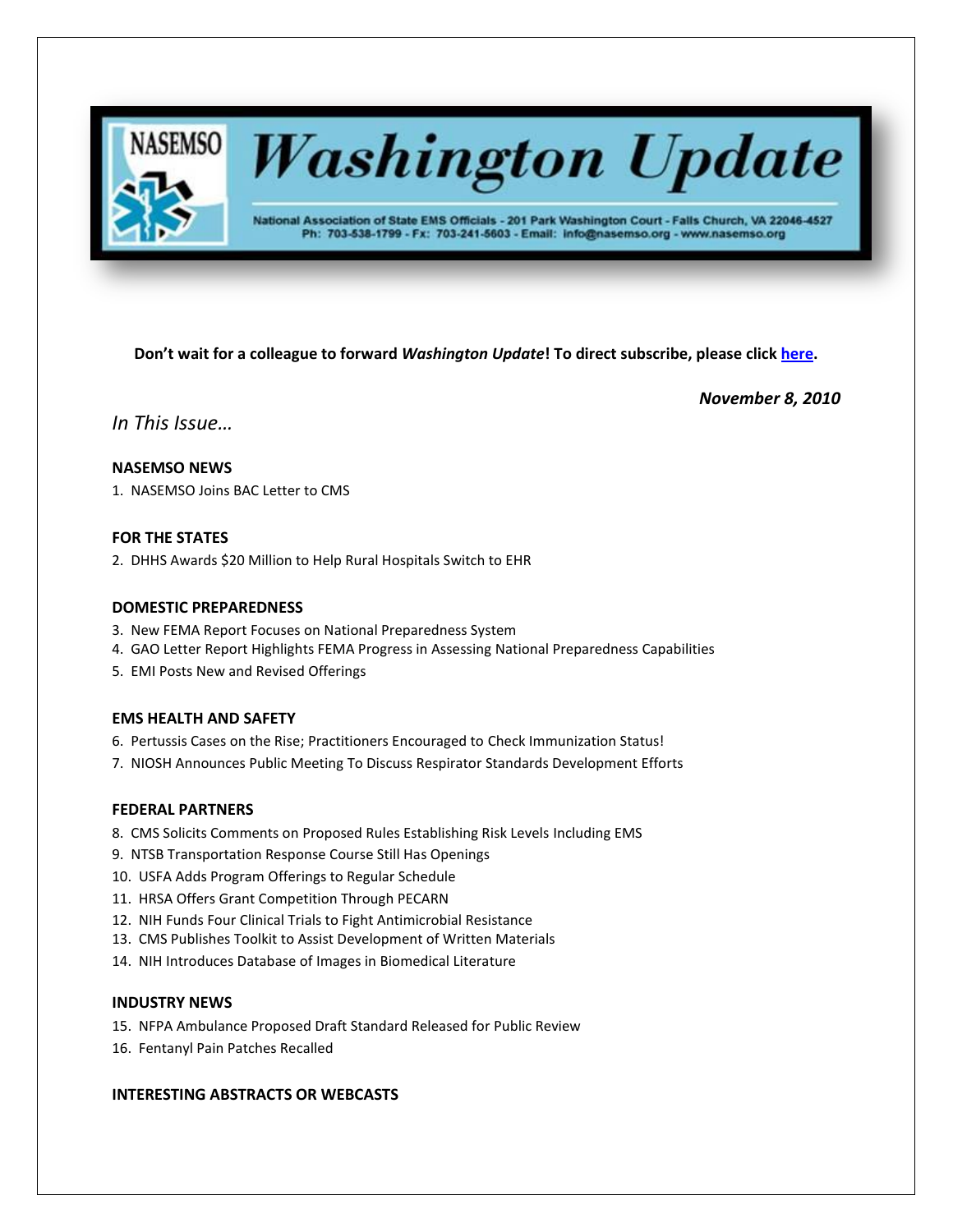# Washington Update

National Association of State EMS Officials - 201 Park Washington Court - Falls Church, VA 22046-4527
Ph: 703-538-1799 - Fx: 703-241-5603 - Email: info@nasemso.org - www.nasemso.org

**Don't wait for a colleague to forward *Washington Update*! To direct subscribe, please click [here](here).**

***November 8, 2010***

## *In This Issue…*

### NASEMSO NEWS

1. NASEMSO Joins BAC Letter to CMS

### FOR THE STATES

2. DHHS Awards $20 Million to Help Rural Hospitals Switch to EHR

### DOMESTIC PREPAREDNESS

3. New FEMA Report Focuses on National Preparedness System
4. GAO Letter Report Highlights FEMA Progress in Assessing National Preparedness Capabilities
5. EMI Posts New and Revised Offerings

### EMS HEALTH AND SAFETY

6. Pertussis Cases on the Rise; Practitioners Encouraged to Check Immunization Status!
7. NIOSH Announces Public Meeting To Discuss Respirator Standards Development Efforts

### FEDERAL PARTNERS

8. CMS Solicits Comments on Proposed Rules Establishing Risk Levels Including EMS
9. NTSB Transportation Response Course Still Has Openings
10. USFA Adds Program Offerings to Regular Schedule
11. HRSA Offers Grant Competition Through PECARN
12. NIH Funds Four Clinical Trials to Fight Antimicrobial Resistance
13. CMS Publishes Toolkit to Assist Development of Written Materials
14. NIH Introduces Database of Images in Biomedical Literature

### INDUSTRY NEWS

15. NFPA Ambulance Proposed Draft Standard Released for Public Review
16. Fentanyl Pain Patches Recalled

### INTERESTING ABSTRACTS OR WEBCASTS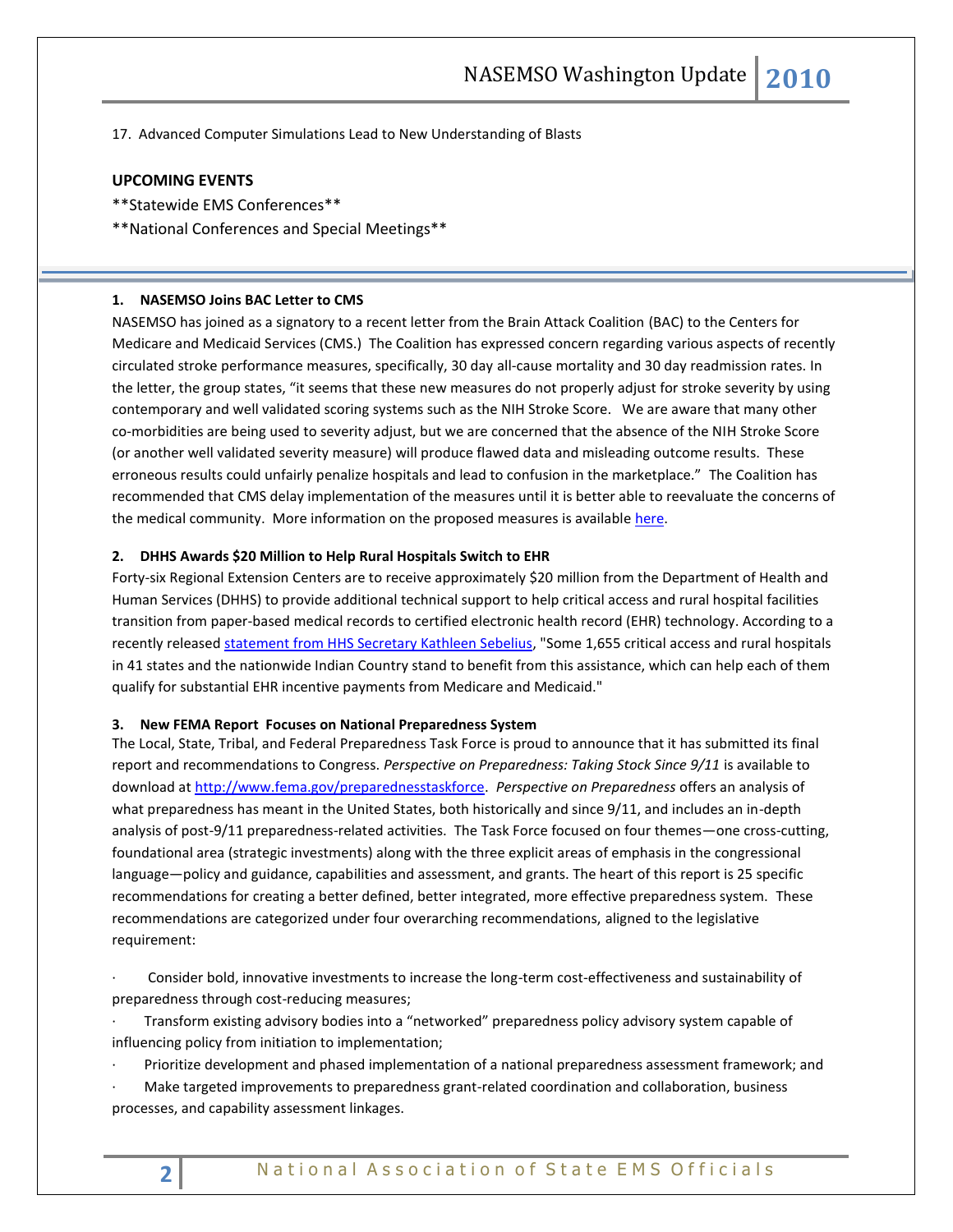17. Advanced Computer Simulations Lead to New Understanding of Blasts

**UPCOMING EVENTS**

**Statewide EMS Conferences**

**National Conferences and Special Meetings**

---

### 1. NASEMSO Joins BAC Letter to CMS

NASEMSO has joined as a signatory to a recent letter from the Brain Attack Coalition (BAC) to the Centers for Medicare and Medicaid Services (CMS.) The Coalition has expressed concern regarding various aspects of recently circulated stroke performance measures, specifically, 30 day all-cause mortality and 30 day readmission rates. In the letter, the group states, "it seems that these new measures do not properly adjust for stroke severity by using contemporary and well validated scoring systems such as the NIH Stroke Score. We are aware that many other co-morbidities are being used to severity adjust, but we are concerned that the absence of the NIH Stroke Score (or another well validated severity measure) will produce flawed data and misleading outcome results. These erroneous results could unfairly penalize hospitals and lead to confusion in the marketplace." The Coalition has recommended that CMS delay implementation of the measures until it is better able to reevaluate the concerns of the medical community. More information on the proposed measures is available here.

### 2. DHHS Awards $20 Million to Help Rural Hospitals Switch to EHR

Forty-six Regional Extension Centers are to receive approximately $20 million from the Department of Health and Human Services (DHHS) to provide additional technical support to help critical access and rural hospital facilities transition from paper-based medical records to certified electronic health record (EHR) technology. According to a recently released statement from HHS Secretary Kathleen Sebelius, "Some 1,655 critical access and rural hospitals in 41 states and the nationwide Indian Country stand to benefit from this assistance, which can help each of them qualify for substantial EHR incentive payments from Medicare and Medicaid."

### 3. New FEMA Report Focuses on National Preparedness System

The Local, State, Tribal, and Federal Preparedness Task Force is proud to announce that it has submitted its final report and recommendations to Congress. *Perspective on Preparedness: Taking Stock Since 9/11* is available to download at http://www.fema.gov/preparednesstaskforce. *Perspective on Preparedness* offers an analysis of what preparedness has meant in the United States, both historically and since 9/11, and includes an in-depth analysis of post-9/11 preparedness-related activities. The Task Force focused on four themes—one cross-cutting, foundational area (strategic investments) along with the three explicit areas of emphasis in the congressional language—policy and guidance, capabilities and assessment, and grants. The heart of this report is 25 specific recommendations for creating a better defined, better integrated, more effective preparedness system. These recommendations are categorized under four overarching recommendations, aligned to the legislative requirement:

- Consider bold, innovative investments to increase the long-term cost-effectiveness and sustainability of preparedness through cost-reducing measures;
- Transform existing advisory bodies into a "networked" preparedness policy advisory system capable of influencing policy from initiation to implementation;
- Prioritize development and phased implementation of a national preparedness assessment framework; and
- Make targeted improvements to preparedness grant-related coordination and collaboration, business processes, and capability assessment linkages.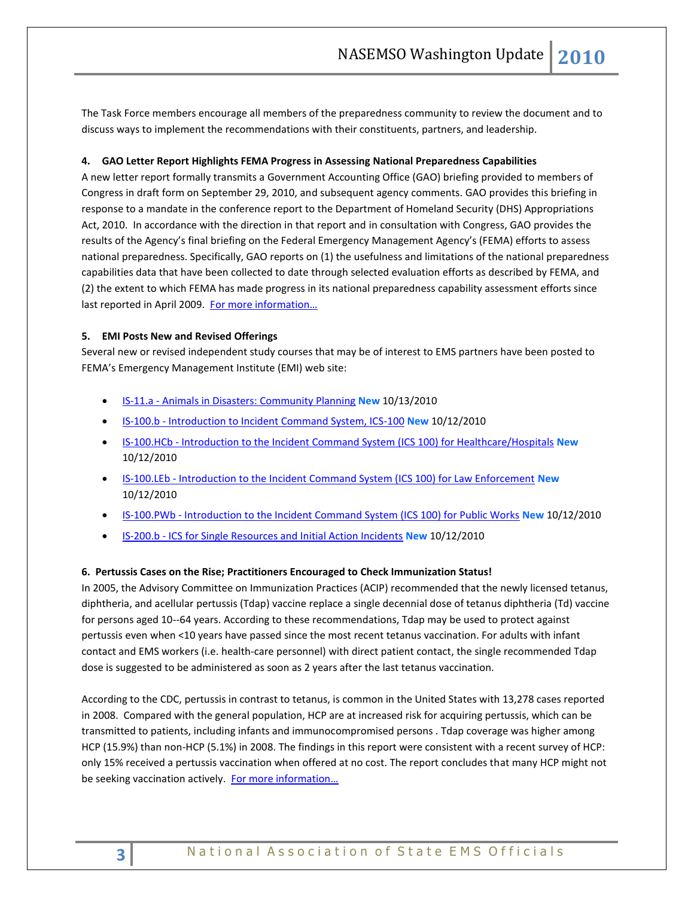The Task Force members encourage all members of the preparedness community to review the document and to discuss ways to implement the recommendations with their constituents, partners, and leadership.

**4. GAO Letter Report Highlights FEMA Progress in Assessing National Preparedness Capabilities**

A new letter report formally transmits a Government Accounting Office (GAO) briefing provided to members of Congress in draft form on September 29, 2010, and subsequent agency comments. GAO provides this briefing in response to a mandate in the conference report to the Department of Homeland Security (DHS) Appropriations Act, 2010. In accordance with the direction in that report and in consultation with Congress, GAO provides the results of the Agency's final briefing on the Federal Emergency Management Agency's (FEMA) efforts to assess national preparedness. Specifically, GAO reports on (1) the usefulness and limitations of the national preparedness capabilities data that have been collected to date through selected evaluation efforts as described by FEMA, and (2) the extent to which FEMA has made progress in its national preparedness capability assessment efforts since last reported in April 2009. For more information…

**5. EMI Posts New and Revised Offerings**

Several new or revised independent study courses that may be of interest to EMS partners have been posted to FEMA's Emergency Management Institute (EMI) web site:

- IS-11.a - Animals in Disasters: Community Planning **New** 10/13/2010
- IS-100.b - Introduction to Incident Command System, ICS-100 **New** 10/12/2010
- IS-100.HCb - Introduction to the Incident Command System (ICS 100) for Healthcare/Hospitals **New** 10/12/2010
- IS-100.LEb - Introduction to the Incident Command System (ICS 100) for Law Enforcement **New** 10/12/2010
- IS-100.PWb - Introduction to the Incident Command System (ICS 100) for Public Works **New** 10/12/2010
- IS-200.b - ICS for Single Resources and Initial Action Incidents **New** 10/12/2010

**6. Pertussis Cases on the Rise; Practitioners Encouraged to Check Immunization Status!**

In 2005, the Advisory Committee on Immunization Practices (ACIP) recommended that the newly licensed tetanus, diphtheria, and acellular pertussis (Tdap) vaccine replace a single decennial dose of tetanus diphtheria (Td) vaccine for persons aged 10--64 years. According to these recommendations, Tdap may be used to protect against pertussis even when <10 years have passed since the most recent tetanus vaccination. For adults with infant contact and EMS workers (i.e. health-care personnel) with direct patient contact, the single recommended Tdap dose is suggested to be administered as soon as 2 years after the last tetanus vaccination.

According to the CDC, pertussis in contrast to tetanus, is common in the United States with 13,278 cases reported in 2008. Compared with the general population, HCP are at increased risk for acquiring pertussis, which can be transmitted to patients, including infants and immunocompromised persons . Tdap coverage was higher among HCP (15.9%) than non-HCP (5.1%) in 2008. The findings in this report were consistent with a recent survey of HCP: only 15% received a pertussis vaccination when offered at no cost. The report concludes that many HCP might not be seeking vaccination actively. For more information…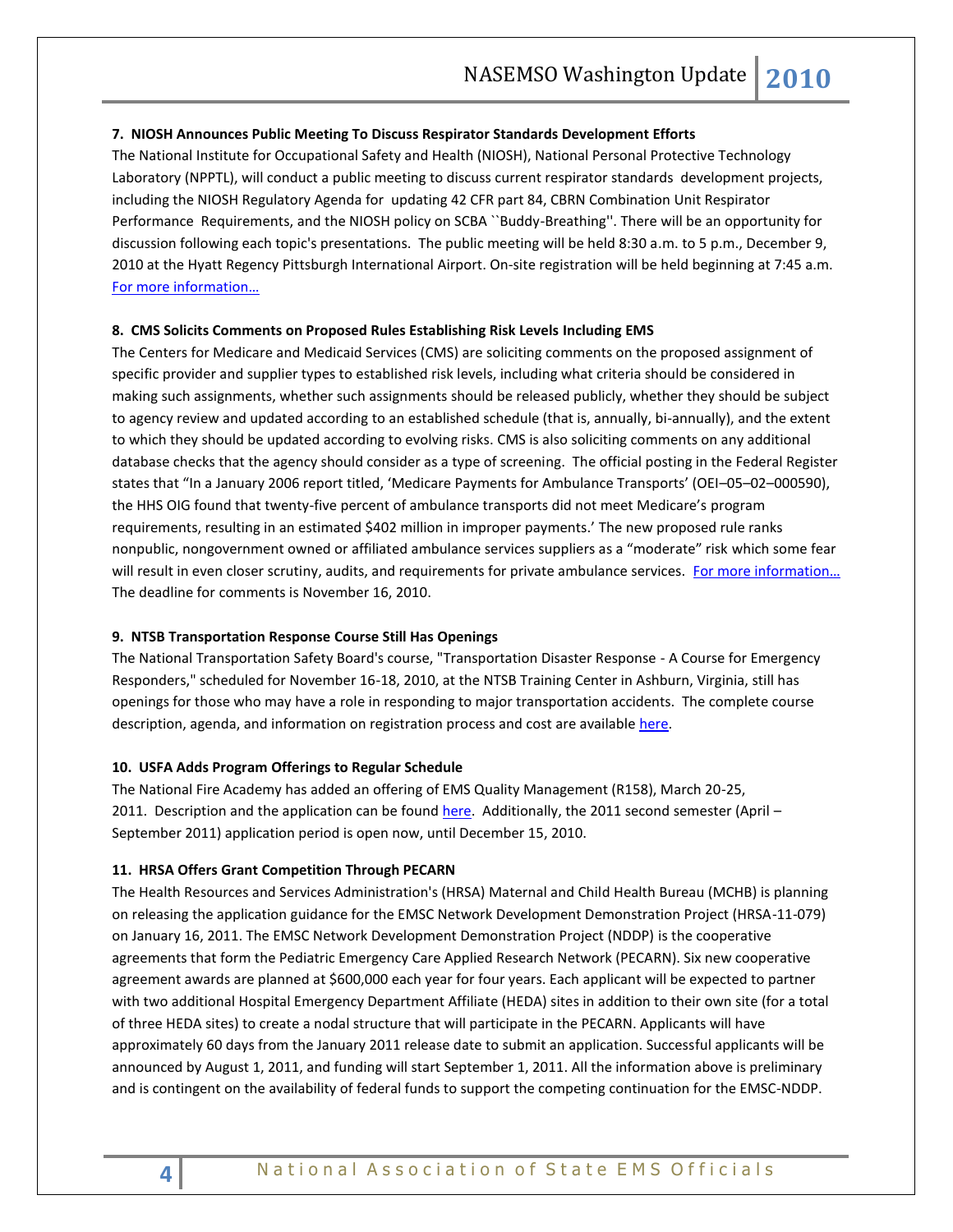**7. NIOSH Announces Public Meeting To Discuss Respirator Standards Development Efforts**

The National Institute for Occupational Safety and Health (NIOSH), National Personal Protective Technology Laboratory (NPPTL), will conduct a public meeting to discuss current respirator standards development projects, including the NIOSH Regulatory Agenda for updating 42 CFR part 84, CBRN Combination Unit Respirator Performance Requirements, and the NIOSH policy on SCBA ``Buddy-Breathing''. There will be an opportunity for discussion following each topic's presentations. The public meeting will be held 8:30 a.m. to 5 p.m., December 9, 2010 at the Hyatt Regency Pittsburgh International Airport. On-site registration will be held beginning at 7:45 a.m. For more information…

**8. CMS Solicits Comments on Proposed Rules Establishing Risk Levels Including EMS**

The Centers for Medicare and Medicaid Services (CMS) are soliciting comments on the proposed assignment of specific provider and supplier types to established risk levels, including what criteria should be considered in making such assignments, whether such assignments should be released publicly, whether they should be subject to agency review and updated according to an established schedule (that is, annually, bi-annually), and the extent to which they should be updated according to evolving risks. CMS is also soliciting comments on any additional database checks that the agency should consider as a type of screening. The official posting in the Federal Register states that "In a January 2006 report titled, 'Medicare Payments for Ambulance Transports' (OEI–05–02–000590), the HHS OIG found that twenty-five percent of ambulance transports did not meet Medicare's program requirements, resulting in an estimated $402 million in improper payments.' The new proposed rule ranks nonpublic, nongovernment owned or affiliated ambulance services suppliers as a "moderate" risk which some fear will result in even closer scrutiny, audits, and requirements for private ambulance services. For more information… The deadline for comments is November 16, 2010.

**9. NTSB Transportation Response Course Still Has Openings**

The National Transportation Safety Board's course, "Transportation Disaster Response - A Course for Emergency Responders," scheduled for November 16-18, 2010, at the NTSB Training Center in Ashburn, Virginia, still has openings for those who may have a role in responding to major transportation accidents. The complete course description, agenda, and information on registration process and cost are available here.

**10. USFA Adds Program Offerings to Regular Schedule**

The National Fire Academy has added an offering of EMS Quality Management (R158), March 20-25, 2011. Description and the application can be found here. Additionally, the 2011 second semester (April – September 2011) application period is open now, until December 15, 2010.

**11. HRSA Offers Grant Competition Through PECARN**

The Health Resources and Services Administration's (HRSA) Maternal and Child Health Bureau (MCHB) is planning on releasing the application guidance for the EMSC Network Development Demonstration Project (HRSA-11-079) on January 16, 2011. The EMSC Network Development Demonstration Project (NDDP) is the cooperative agreements that form the Pediatric Emergency Care Applied Research Network (PECARN). Six new cooperative agreement awards are planned at $600,000 each year for four years. Each applicant will be expected to partner with two additional Hospital Emergency Department Affiliate (HEDA) sites in addition to their own site (for a total of three HEDA sites) to create a nodal structure that will participate in the PECARN. Applicants will have approximately 60 days from the January 2011 release date to submit an application. Successful applicants will be announced by August 1, 2011, and funding will start September 1, 2011. All the information above is preliminary and is contingent on the availability of federal funds to support the competing continuation for the EMSC-NDDP.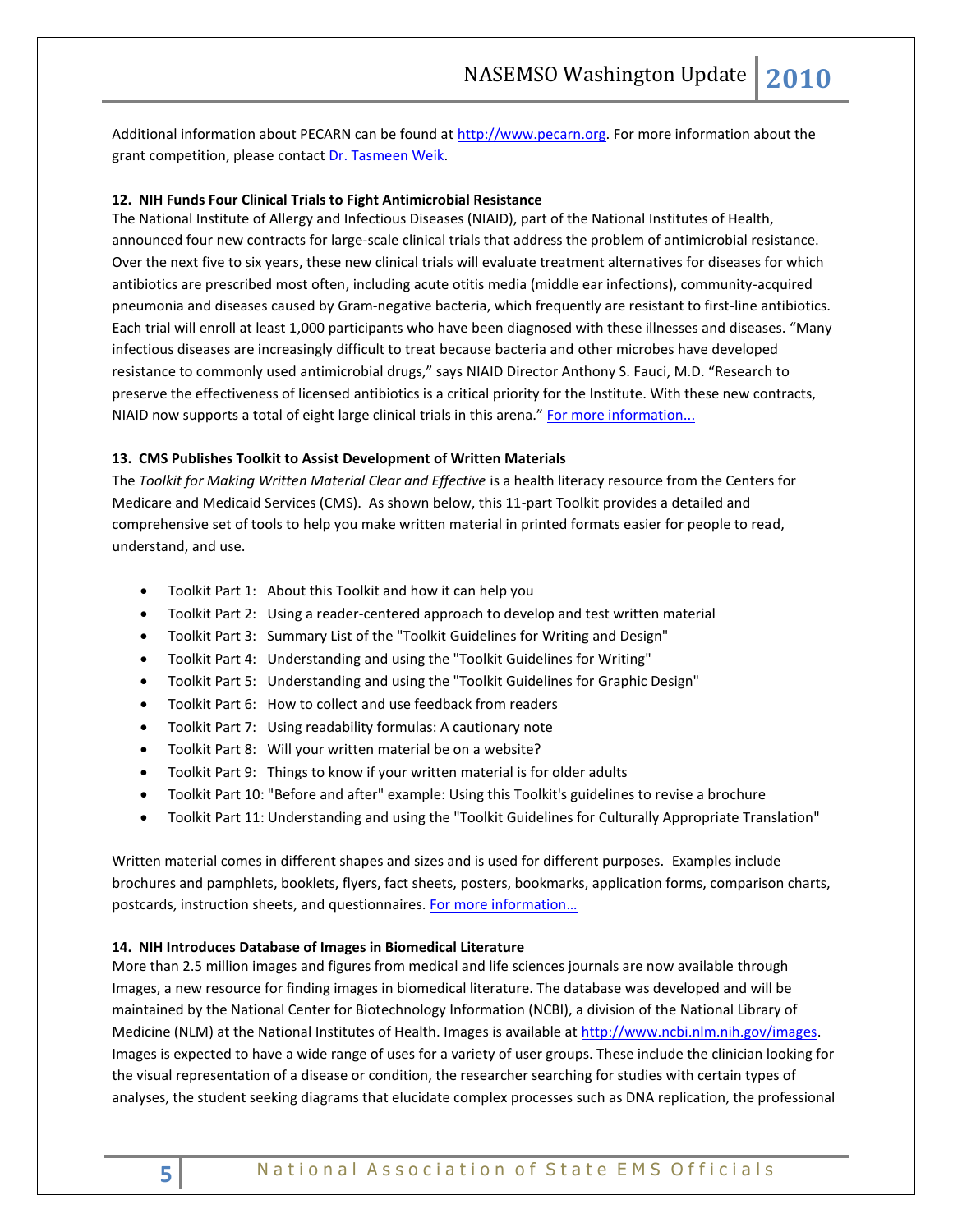Additional information about PECARN can be found at [http://www.pecarn.org](http://www.pecarn.org). For more information about the grant competition, please contact Dr. Tasmeen Weik.

**12. NIH Funds Four Clinical Trials to Fight Antimicrobial Resistance**

The National Institute of Allergy and Infectious Diseases (NIAID), part of the National Institutes of Health, announced four new contracts for large-scale clinical trials that address the problem of antimicrobial resistance. Over the next five to six years, these new clinical trials will evaluate treatment alternatives for diseases for which antibiotics are prescribed most often, including acute otitis media (middle ear infections), community-acquired pneumonia and diseases caused by Gram-negative bacteria, which frequently are resistant to first-line antibiotics. Each trial will enroll at least 1,000 participants who have been diagnosed with these illnesses and diseases. “Many infectious diseases are increasingly difficult to treat because bacteria and other microbes have developed resistance to commonly used antimicrobial drugs,” says NIAID Director Anthony S. Fauci, M.D. “Research to preserve the effectiveness of licensed antibiotics is a critical priority for the Institute. With these new contracts, NIAID now supports a total of eight large clinical trials in this arena.” For more information...

**13. CMS Publishes Toolkit to Assist Development of Written Materials**

The *Toolkit for Making Written Material Clear and Effective* is a health literacy resource from the Centers for Medicare and Medicaid Services (CMS). As shown below, this 11-part Toolkit provides a detailed and comprehensive set of tools to help you make written material in printed formats easier for people to read, understand, and use.

- Toolkit Part 1: About this Toolkit and how it can help you
- Toolkit Part 2: Using a reader-centered approach to develop and test written material
- Toolkit Part 3: Summary List of the "Toolkit Guidelines for Writing and Design"
- Toolkit Part 4: Understanding and using the "Toolkit Guidelines for Writing"
- Toolkit Part 5: Understanding and using the "Toolkit Guidelines for Graphic Design"
- Toolkit Part 6: How to collect and use feedback from readers
- Toolkit Part 7: Using readability formulas: A cautionary note
- Toolkit Part 8: Will your written material be on a website?
- Toolkit Part 9: Things to know if your written material is for older adults
- Toolkit Part 10: "Before and after" example: Using this Toolkit's guidelines to revise a brochure
- Toolkit Part 11: Understanding and using the "Toolkit Guidelines for Culturally Appropriate Translation"

Written material comes in different shapes and sizes and is used for different purposes. Examples include brochures and pamphlets, booklets, flyers, fact sheets, posters, bookmarks, application forms, comparison charts, postcards, instruction sheets, and questionnaires. For more information…

**14. NIH Introduces Database of Images in Biomedical Literature**

More than 2.5 million images and figures from medical and life sciences journals are now available through Images, a new resource for finding images in biomedical literature. The database was developed and will be maintained by the National Center for Biotechnology Information (NCBI), a division of the National Library of Medicine (NLM) at the National Institutes of Health. Images is available at [http://www.ncbi.nlm.nih.gov/images](http://www.ncbi.nlm.nih.gov/images). Images is expected to have a wide range of uses for a variety of user groups. These include the clinician looking for the visual representation of a disease or condition, the researcher searching for studies with certain types of analyses, the student seeking diagrams that elucidate complex processes such as DNA replication, the professional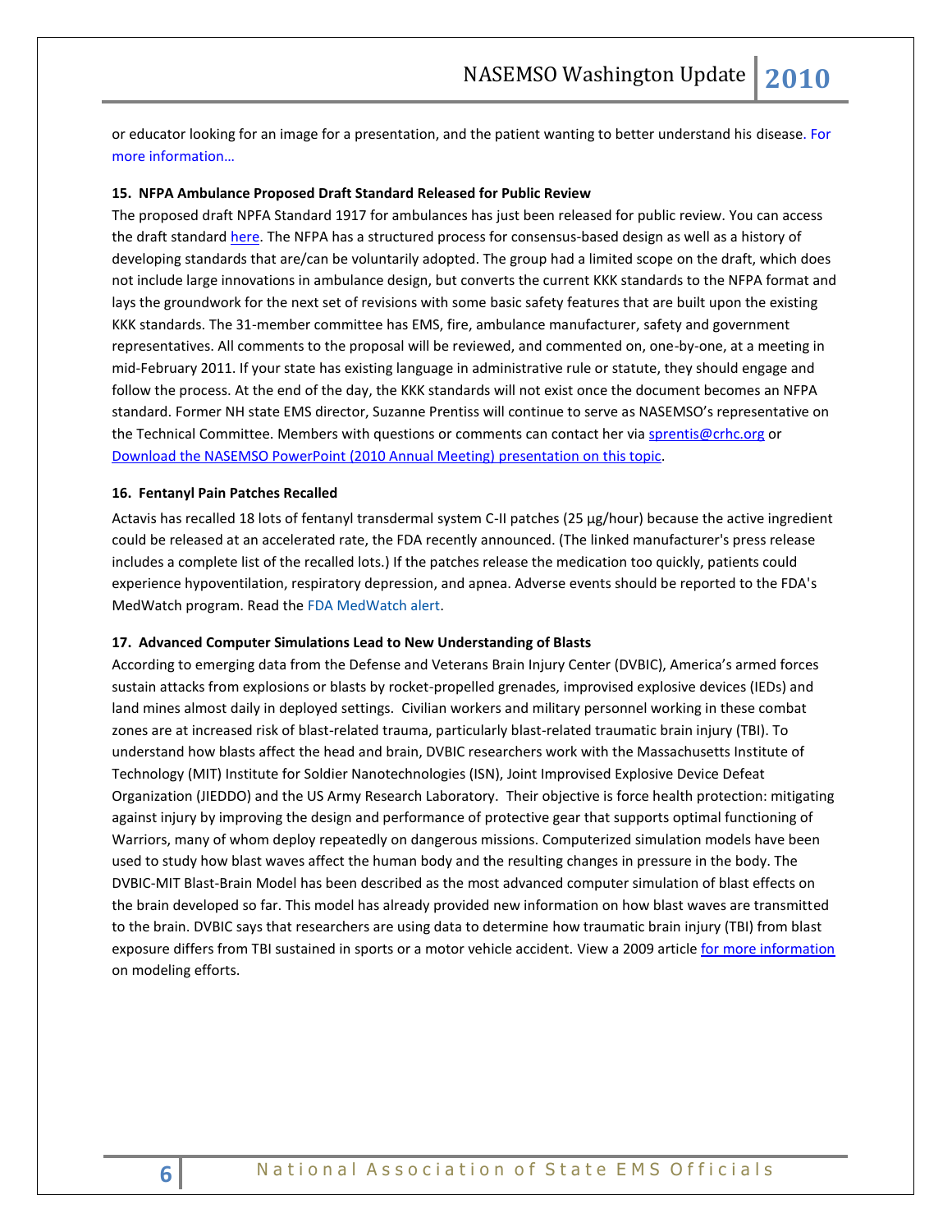or educator looking for an image for a presentation, and the patient wanting to better understand his disease. For more information…

**15. NFPA Ambulance Proposed Draft Standard Released for Public Review**

The proposed draft NFPA Standard 1917 for ambulances has just been released for public review. You can access the draft standard here. The NFPA has a structured process for consensus-based design as well as a history of developing standards that are/can be voluntarily adopted. The group had a limited scope on the draft, which does not include large innovations in ambulance design, but converts the current KKK standards to the NFPA format and lays the groundwork for the next set of revisions with some basic safety features that are built upon the existing KKK standards. The 31-member committee has EMS, fire, ambulance manufacturer, safety and government representatives. All comments to the proposal will be reviewed, and commented on, one-by-one, at a meeting in mid-February 2011. If your state has existing language in administrative rule or statute, they should engage and follow the process. At the end of the day, the KKK standards will not exist once the document becomes an NFPA standard. Former NH state EMS director, Suzanne Prentiss will continue to serve as NASEMSO's representative on the Technical Committee. Members with questions or comments can contact her via sprentis@crhc.org or Download the NASEMSO PowerPoint (2010 Annual Meeting) presentation on this topic.

**16. Fentanyl Pain Patches Recalled**

Actavis has recalled 18 lots of fentanyl transdermal system C-II patches (25 µg/hour) because the active ingredient could be released at an accelerated rate, the FDA recently announced. (The linked manufacturer's press release includes a complete list of the recalled lots.) If the patches release the medication too quickly, patients could experience hypoventilation, respiratory depression, and apnea. Adverse events should be reported to the FDA's MedWatch program. Read the FDA MedWatch alert.

**17. Advanced Computer Simulations Lead to New Understanding of Blasts**

According to emerging data from the Defense and Veterans Brain Injury Center (DVBIC), America's armed forces sustain attacks from explosions or blasts by rocket-propelled grenades, improvised explosive devices (IEDs) and land mines almost daily in deployed settings. Civilian workers and military personnel working in these combat zones are at increased risk of blast-related trauma, particularly blast-related traumatic brain injury (TBI). To understand how blasts affect the head and brain, DVBIC researchers work with the Massachusetts Institute of Technology (MIT) Institute for Soldier Nanotechnologies (ISN), Joint Improvised Explosive Device Defeat Organization (JIEDDO) and the US Army Research Laboratory. Their objective is force health protection: mitigating against injury by improving the design and performance of protective gear that supports optimal functioning of Warriors, many of whom deploy repeatedly on dangerous missions. Computerized simulation models have been used to study how blast waves affect the human body and the resulting changes in pressure in the body. The DVBIC-MIT Blast-Brain Model has been described as the most advanced computer simulation of blast effects on the brain developed so far. This model has already provided new information on how blast waves are transmitted to the brain. DVBIC says that researchers are using data to determine how traumatic brain injury (TBI) from blast exposure differs from TBI sustained in sports or a motor vehicle accident. View a 2009 article for more information on modeling efforts.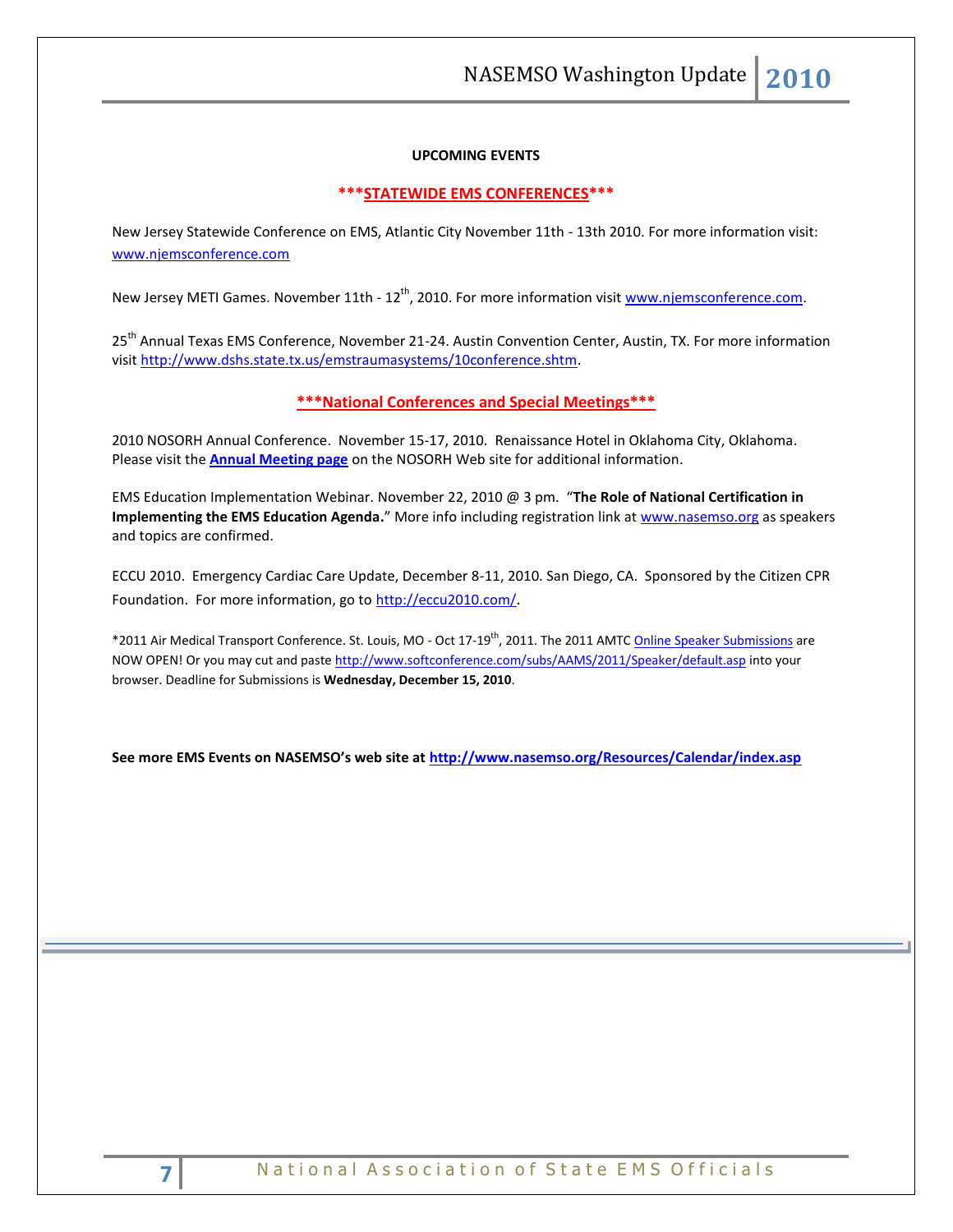**UPCOMING EVENTS**

**\*\*\*STATEWIDE EMS CONFERENCES\*\*\***

New Jersey Statewide Conference on EMS, Atlantic City November 11th - 13th 2010. For more information visit: www.njemsconference.com

New Jersey METI Games. November 11th - 12th, 2010. For more information visit www.njemsconference.com.

25th Annual Texas EMS Conference, November 21-24. Austin Convention Center, Austin, TX. For more information visit http://www.dshs.state.tx.us/emstraumasystems/10conference.shtm.

**\*\*\*National Conferences and Special Meetings\*\*\***

2010 NOSORH Annual Conference. November 15-17, 2010. Renaissance Hotel in Oklahoma City, Oklahoma. Please visit the **Annual Meeting page** on the NOSORH Web site for additional information.

EMS Education Implementation Webinar. November 22, 2010 @ 3 pm. "**The Role of National Certification in Implementing the EMS Education Agenda.**" More info including registration link at www.nasemso.org as speakers and topics are confirmed.

ECCU 2010. Emergency Cardiac Care Update, December 8-11, 2010. San Diego, CA. Sponsored by the Citizen CPR Foundation. For more information, go to http://eccu2010.com/.

\*2011 Air Medical Transport Conference. St. Louis, MO - Oct 17-19th, 2011. The 2011 AMTC Online Speaker Submissions are NOW OPEN! Or you may cut and paste http://www.softconference.com/subs/AAMS/2011/Speaker/default.asp into your browser. Deadline for Submissions is **Wednesday, December 15, 2010**.

**See more EMS Events on NASEMSO's web site at http://www.nasemso.org/Resources/Calendar/index.asp**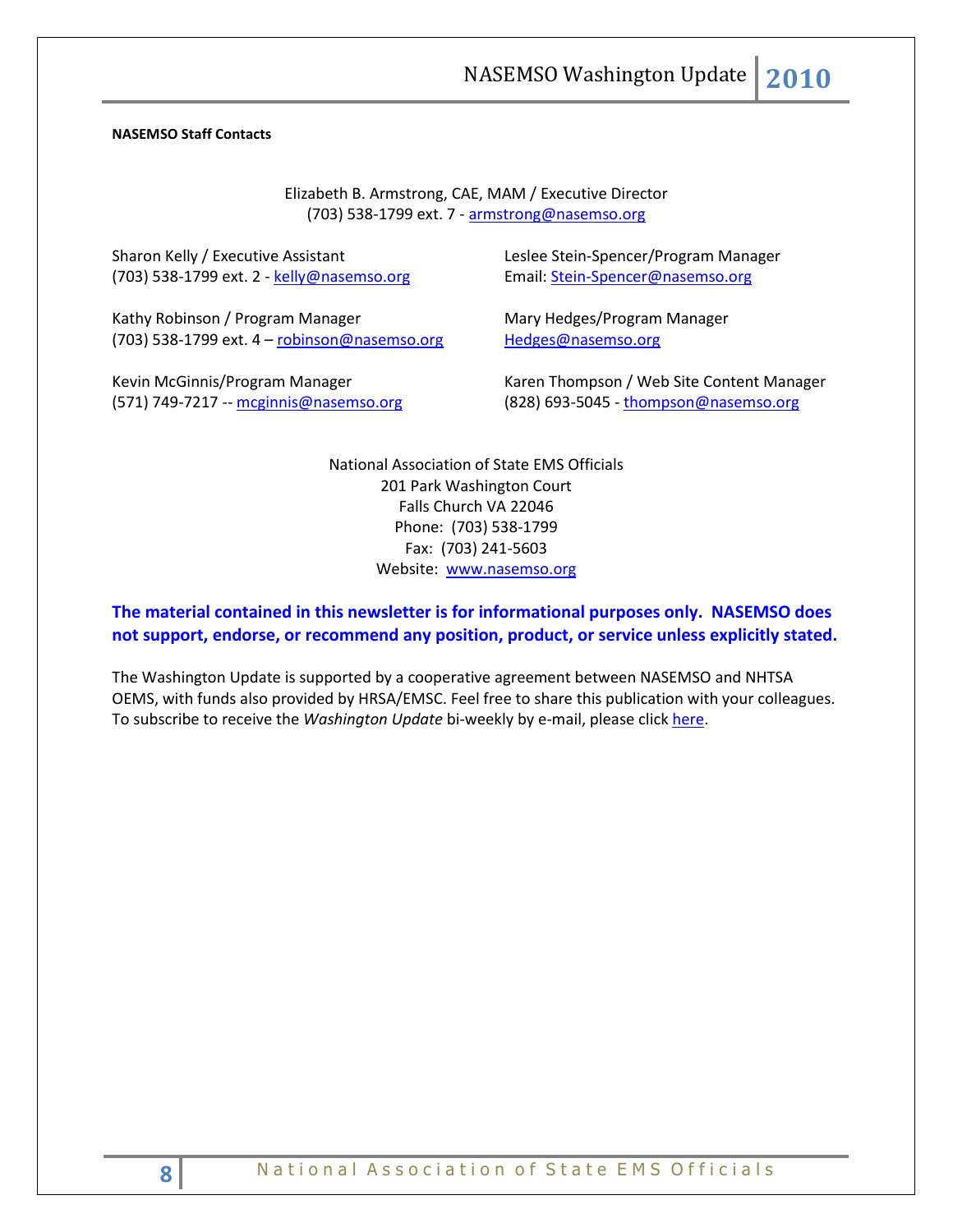**NASEMSO Staff Contacts**

Elizabeth B. Armstrong, CAE, MAM / Executive Director
(703) 538-1799 ext. 7 - armstrong@nasemso.org

Sharon Kelly / Executive Assistant
(703) 538-1799 ext. 2 - kelly@nasemso.org

Kathy Robinson / Program Manager
(703) 538-1799 ext. 4 – robinson@nasemso.org

Kevin McGinnis/Program Manager
(571) 749-7217 -- mcginnis@nasemso.org

Leslee Stein-Spencer/Program Manager
Email: Stein-Spencer@nasemso.org

Mary Hedges/Program Manager
Hedges@nasemso.org

Karen Thompson / Web Site Content Manager
(828) 693-5045 - thompson@nasemso.org

National Association of State EMS Officials
201 Park Washington Court
Falls Church VA 22046
Phone: (703) 538-1799
Fax: (703) 241-5603
Website: www.nasemso.org

**The material contained in this newsletter is for informational purposes only. NASEMSO does not support, endorse, or recommend any position, product, or service unless explicitly stated.**

The Washington Update is supported by a cooperative agreement between NASEMSO and NHTSA OEMS, with funds also provided by HRSA/EMSC. Feel free to share this publication with your colleagues. To subscribe to receive the *Washington Update* bi-weekly by e-mail, please click here.